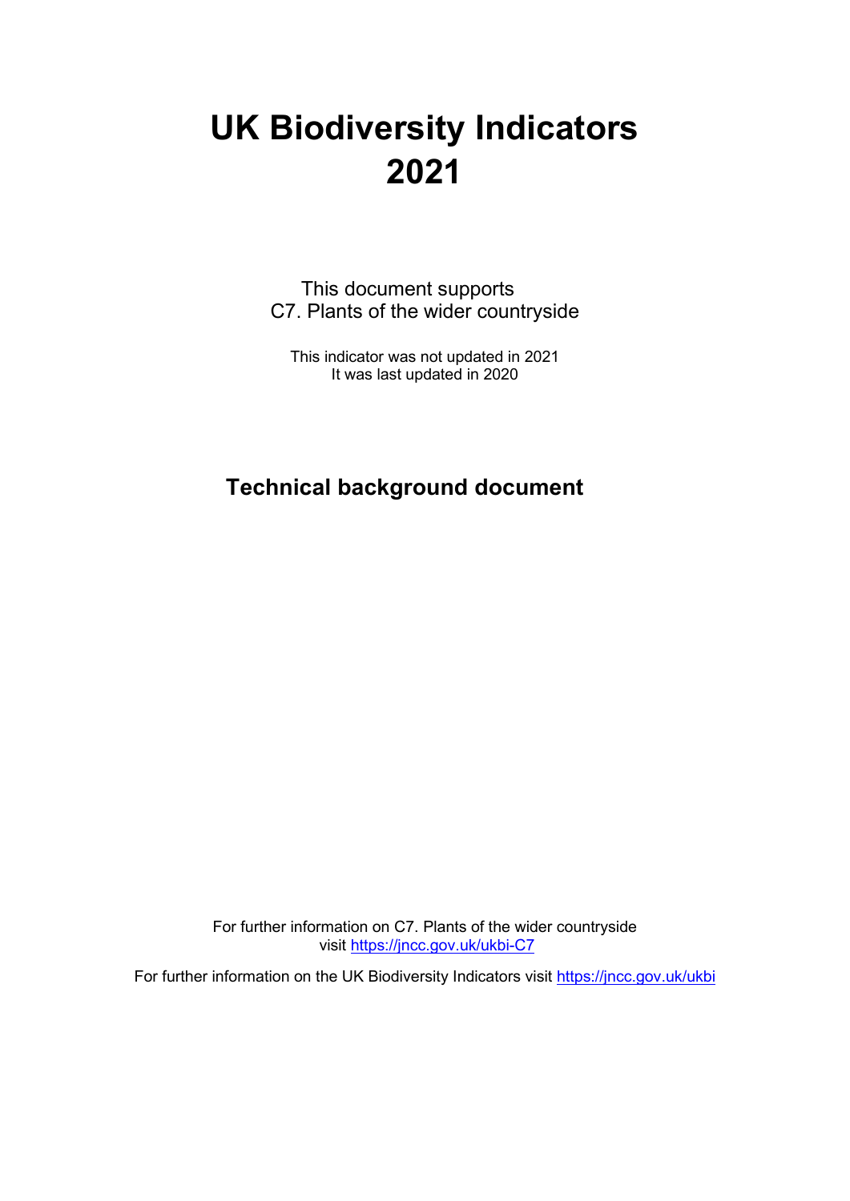# UK Biodiversity Indicators 2021

This document supports
C7. Plants of the wider countryside

This indicator was not updated in 2021
It was last updated in 2020

## Technical background document

For further information on C7. Plants of the wider countryside visit https://jncc.gov.uk/ukbi-C7

For further information on the UK Biodiversity Indicators visit https://jncc.gov.uk/ukbi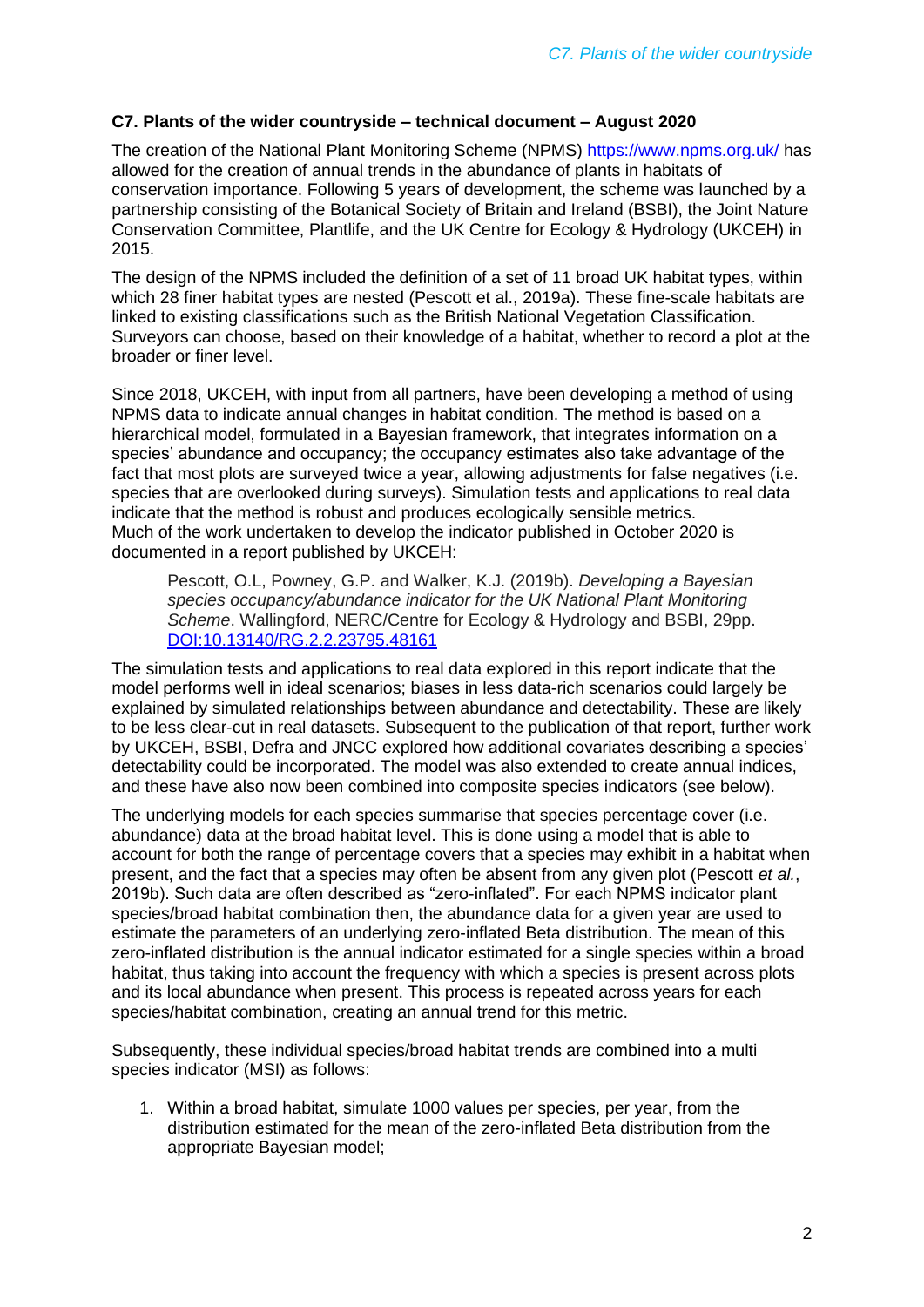**C7. Plants of the wider countryside – technical document – August 2020**

The creation of the National Plant Monitoring Scheme (NPMS) https://www.npms.org.uk/ has allowed for the creation of annual trends in the abundance of plants in habitats of conservation importance. Following 5 years of development, the scheme was launched by a partnership consisting of the Botanical Society of Britain and Ireland (BSBI), the Joint Nature Conservation Committee, Plantlife, and the UK Centre for Ecology & Hydrology (UKCEH) in 2015.

The design of the NPMS included the definition of a set of 11 broad UK habitat types, within which 28 finer habitat types are nested (Pescott et al., 2019a). These fine-scale habitats are linked to existing classifications such as the British National Vegetation Classification. Surveyors can choose, based on their knowledge of a habitat, whether to record a plot at the broader or finer level.

Since 2018, UKCEH, with input from all partners, have been developing a method of using NPMS data to indicate annual changes in habitat condition. The method is based on a hierarchical model, formulated in a Bayesian framework, that integrates information on a species' abundance and occupancy; the occupancy estimates also take advantage of the fact that most plots are surveyed twice a year, allowing adjustments for false negatives (i.e. species that are overlooked during surveys). Simulation tests and applications to real data indicate that the method is robust and produces ecologically sensible metrics. Much of the work undertaken to develop the indicator published in October 2020 is documented in a report published by UKCEH:

> Pescott, O.L, Powney, G.P. and Walker, K.J. (2019b). *Developing a Bayesian species occupancy/abundance indicator for the UK National Plant Monitoring Scheme*. Wallingford, NERC/Centre for Ecology & Hydrology and BSBI, 29pp. DOI:10.13140/RG.2.2.23795.48161

The simulation tests and applications to real data explored in this report indicate that the model performs well in ideal scenarios; biases in less data-rich scenarios could largely be explained by simulated relationships between abundance and detectability. These are likely to be less clear-cut in real datasets. Subsequent to the publication of that report, further work by UKCEH, BSBI, Defra and JNCC explored how additional covariates describing a species' detectability could be incorporated. The model was also extended to create annual indices, and these have also now been combined into composite species indicators (see below).

The underlying models for each species summarise that species percentage cover (i.e. abundance) data at the broad habitat level. This is done using a model that is able to account for both the range of percentage covers that a species may exhibit in a habitat when present, and the fact that a species may often be absent from any given plot (Pescott *et al.*, 2019b). Such data are often described as "zero-inflated". For each NPMS indicator plant species/broad habitat combination then, the abundance data for a given year are used to estimate the parameters of an underlying zero-inflated Beta distribution. The mean of this zero-inflated distribution is the annual indicator estimated for a single species within a broad habitat, thus taking into account the frequency with which a species is present across plots and its local abundance when present. This process is repeated across years for each species/habitat combination, creating an annual trend for this metric.

Subsequently, these individual species/broad habitat trends are combined into a multi species indicator (MSI) as follows:

1. Within a broad habitat, simulate 1000 values per species, per year, from the distribution estimated for the mean of the zero-inflated Beta distribution from the appropriate Bayesian model;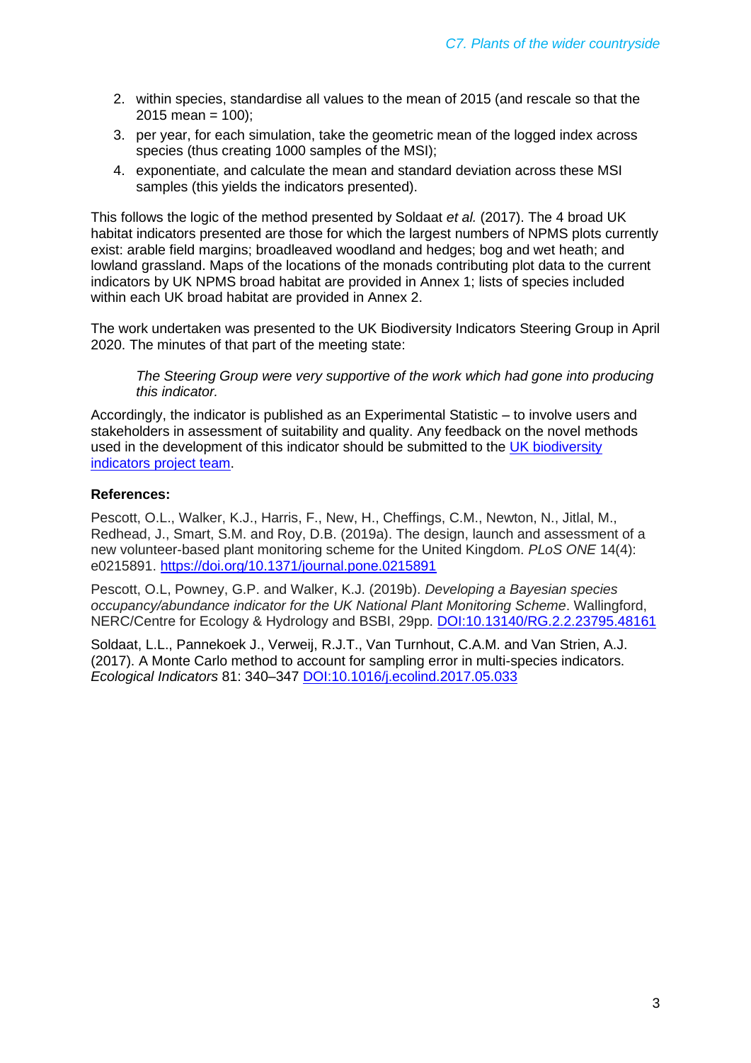2. within species, standardise all values to the mean of 2015 (and rescale so that the 2015 mean = 100);
3. per year, for each simulation, take the geometric mean of the logged index across species (thus creating 1000 samples of the MSI);
4. exponentiate, and calculate the mean and standard deviation across these MSI samples (this yields the indicators presented).

This follows the logic of the method presented by Soldaat *et al.* (2017). The 4 broad UK habitat indicators presented are those for which the largest numbers of NPMS plots currently exist: arable field margins; broadleaved woodland and hedges; bog and wet heath; and lowland grassland. Maps of the locations of the monads contributing plot data to the current indicators by UK NPMS broad habitat are provided in Annex 1; lists of species included within each UK broad habitat are provided in Annex 2.

The work undertaken was presented to the UK Biodiversity Indicators Steering Group in April 2020. The minutes of that part of the meeting state:

> *The Steering Group were very supportive of the work which had gone into producing this indicator.*

Accordingly, the indicator is published as an Experimental Statistic – to involve users and stakeholders in assessment of suitability and quality. Any feedback on the novel methods used in the development of this indicator should be submitted to the [UK biodiversity indicators project team](#).

**References:**

Pescott, O.L., Walker, K.J., Harris, F., New, H., Cheffings, C.M., Newton, N., Jitlal, M., Redhead, J., Smart, S.M. and Roy, D.B. (2019a). The design, launch and assessment of a new volunteer-based plant monitoring scheme for the United Kingdom. *PLoS ONE* 14(4): e0215891. https://doi.org/10.1371/journal.pone.0215891

Pescott, O.L, Powney, G.P. and Walker, K.J. (2019b). *Developing a Bayesian species occupancy/abundance indicator for the UK National Plant Monitoring Scheme*. Wallingford, NERC/Centre for Ecology & Hydrology and BSBI, 29pp. DOI:10.13140/RG.2.2.23795.48161

Soldaat, L.L., Pannekoek J., Verweij, R.J.T., Van Turnhout, C.A.M. and Van Strien, A.J. (2017). A Monte Carlo method to account for sampling error in multi-species indicators. *Ecological Indicators* 81: 340–347 DOI:10.1016/j.ecolind.2017.05.033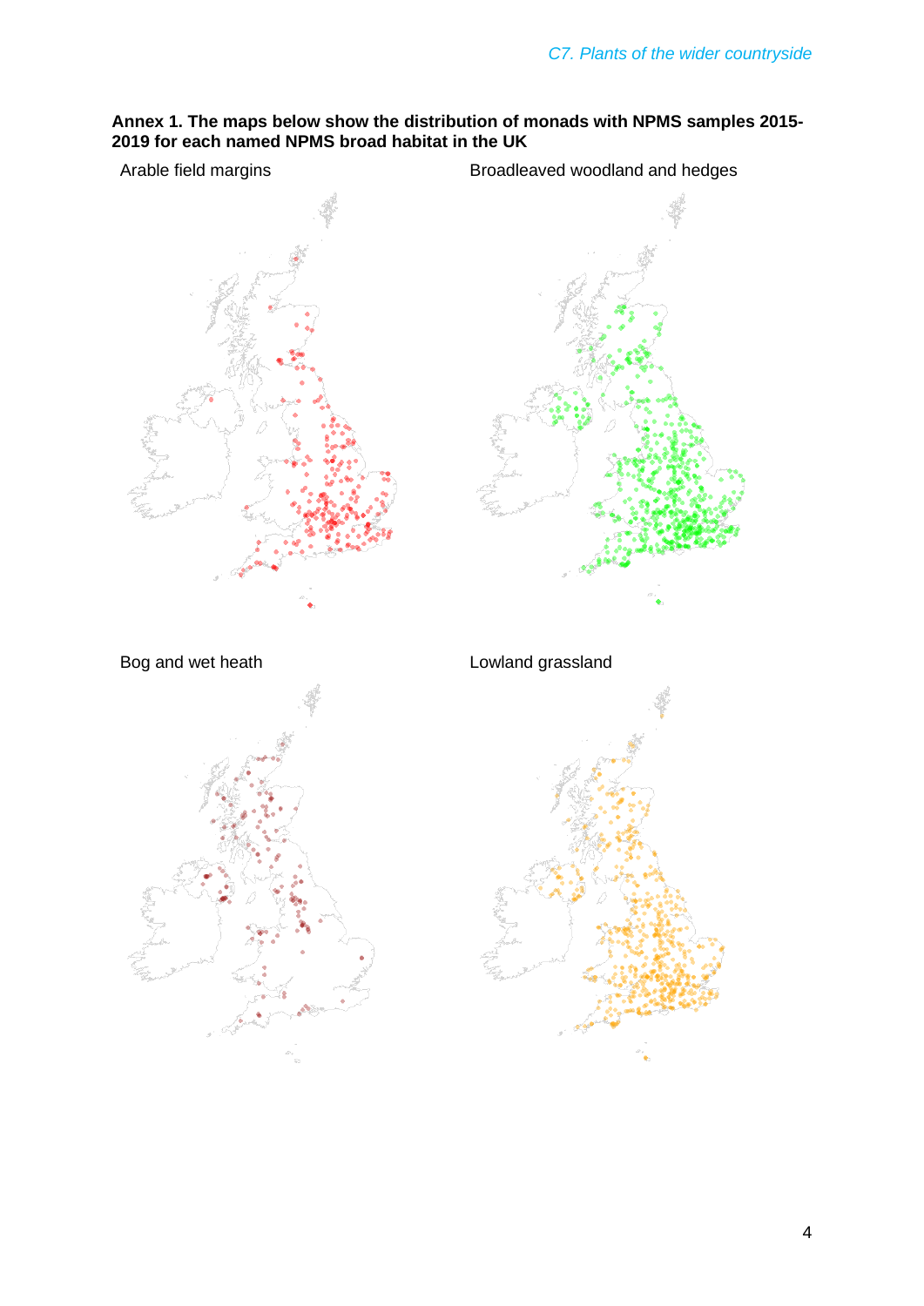**Annex 1. The maps below show the distribution of monads with NPMS samples 2015-2019 for each named NPMS broad habitat in the UK**

Arable field margins

Broadleaved woodland and hedges

Bog and wet heath

Lowland grassland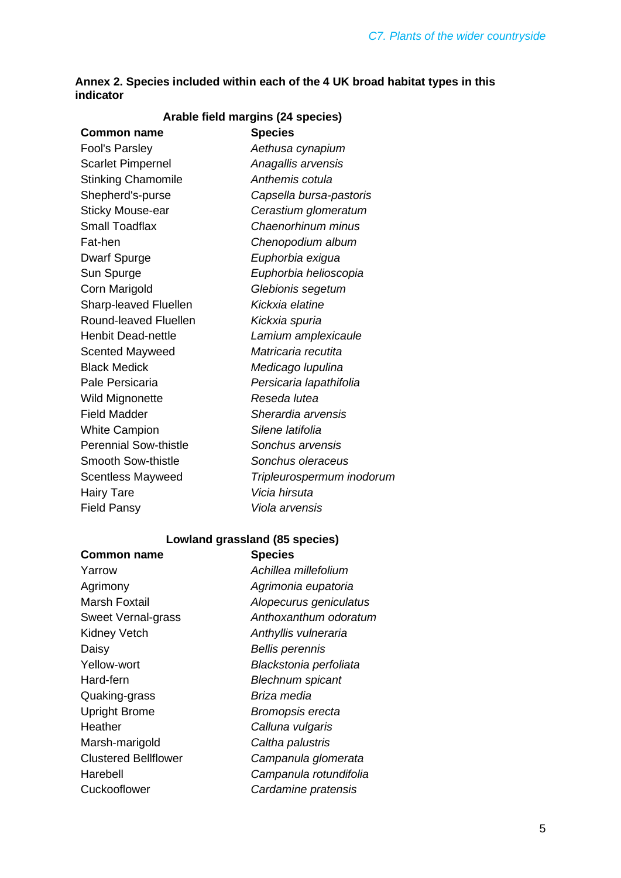**Annex 2. Species included within each of the 4 UK broad habitat types in this indicator**

**Arable field margins (24 species)**

| Common name | Species |
|---|---|
| Fool's Parsley | *Aethusa cynapium* |
| Scarlet Pimpernel | *Anagallis arvensis* |
| Stinking Chamomile | *Anthemis cotula* |
| Shepherd's-purse | *Capsella bursa-pastoris* |
| Sticky Mouse-ear | *Cerastium glomeratum* |
| Small Toadflax | *Chaenorhinum minus* |
| Fat-hen | *Chenopodium album* |
| Dwarf Spurge | *Euphorbia exigua* |
| Sun Spurge | *Euphorbia helioscopia* |
| Corn Marigold | *Glebionis segetum* |
| Sharp-leaved Fluellen | *Kickxia elatine* |
| Round-leaved Fluellen | *Kickxia spuria* |
| Henbit Dead-nettle | *Lamium amplexicaule* |
| Scented Mayweed | *Matricaria recutita* |
| Black Medick | *Medicago lupulina* |
| Pale Persicaria | *Persicaria lapathifolia* |
| Wild Mignonette | *Reseda lutea* |
| Field Madder | *Sherardia arvensis* |
| White Campion | *Silene latifolia* |
| Perennial Sow-thistle | *Sonchus arvensis* |
| Smooth Sow-thistle | *Sonchus oleraceus* |
| Scentless Mayweed | *Tripleurospermum inodorum* |
| Hairy Tare | *Vicia hirsuta* |
| Field Pansy | *Viola arvensis* |

**Lowland grassland (85 species)**

| Common name | Species |
|---|---|
| Yarrow | *Achillea millefolium* |
| Agrimony | *Agrimonia eupatoria* |
| Marsh Foxtail | *Alopecurus geniculatus* |
| Sweet Vernal-grass | *Anthoxanthum odoratum* |
| Kidney Vetch | *Anthyllis vulneraria* |
| Daisy | *Bellis perennis* |
| Yellow-wort | *Blackstonia perfoliata* |
| Hard-fern | *Blechnum spicant* |
| Quaking-grass | *Briza media* |
| Upright Brome | *Bromopsis erecta* |
| Heather | *Calluna vulgaris* |
| Marsh-marigold | *Caltha palustris* |
| Clustered Bellflower | *Campanula glomerata* |
| Harebell | *Campanula rotundifolia* |
| Cuckooflower | *Cardamine pratensis* |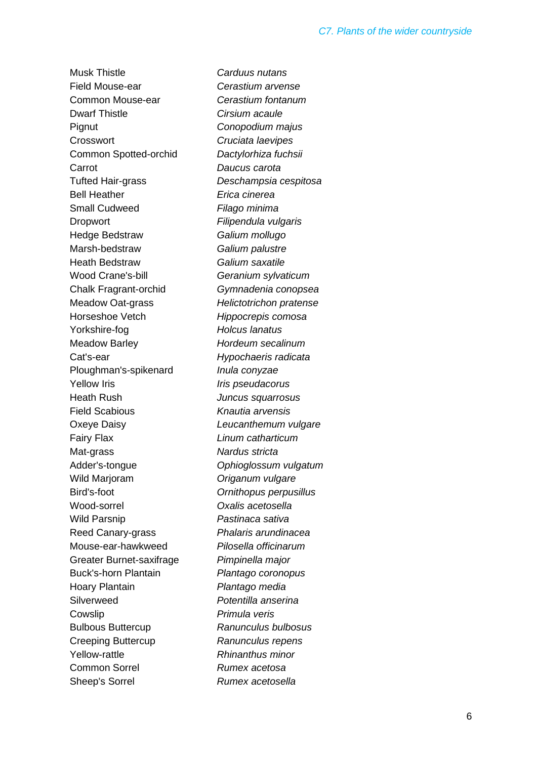| | |
|---|---|
| Musk Thistle | *Carduus nutans* |
| Field Mouse-ear | *Cerastium arvense* |
| Common Mouse-ear | *Cerastium fontanum* |
| Dwarf Thistle | *Cirsium acaule* |
| Pignut | *Conopodium majus* |
| Crosswort | *Cruciata laevipes* |
| Common Spotted-orchid | *Dactylorhiza fuchsii* |
| Carrot | *Daucus carota* |
| Tufted Hair-grass | *Deschampsia cespitosa* |
| Bell Heather | *Erica cinerea* |
| Small Cudweed | *Filago minima* |
| Dropwort | *Filipendula vulgaris* |
| Hedge Bedstraw | *Galium mollugo* |
| Marsh-bedstraw | *Galium palustre* |
| Heath Bedstraw | *Galium saxatile* |
| Wood Crane's-bill | *Geranium sylvaticum* |
| Chalk Fragrant-orchid | *Gymnadenia conopsea* |
| Meadow Oat-grass | *Helictotrichon pratense* |
| Horseshoe Vetch | *Hippocrepis comosa* |
| Yorkshire-fog | *Holcus lanatus* |
| Meadow Barley | *Hordeum secalinum* |
| Cat's-ear | *Hypochaeris radicata* |
| Ploughman's-spikenard | *Inula conyzae* |
| Yellow Iris | *Iris pseudacorus* |
| Heath Rush | *Juncus squarrosus* |
| Field Scabious | *Knautia arvensis* |
| Oxeye Daisy | *Leucanthemum vulgare* |
| Fairy Flax | *Linum catharticum* |
| Mat-grass | *Nardus stricta* |
| Adder's-tongue | *Ophioglossum vulgatum* |
| Wild Marjoram | *Origanum vulgare* |
| Bird's-foot | *Ornithopus perpusillus* |
| Wood-sorrel | *Oxalis acetosella* |
| Wild Parsnip | *Pastinaca sativa* |
| Reed Canary-grass | *Phalaris arundinacea* |
| Mouse-ear-hawkweed | *Pilosella officinarum* |
| Greater Burnet-saxifrage | *Pimpinella major* |
| Buck's-horn Plantain | *Plantago coronopus* |
| Hoary Plantain | *Plantago media* |
| Silverweed | *Potentilla anserina* |
| Cowslip | *Primula veris* |
| Bulbous Buttercup | *Ranunculus bulbosus* |
| Creeping Buttercup | *Ranunculus repens* |
| Yellow-rattle | *Rhinanthus minor* |
| Common Sorrel | *Rumex acetosa* |
| Sheep's Sorrel | *Rumex acetosella* |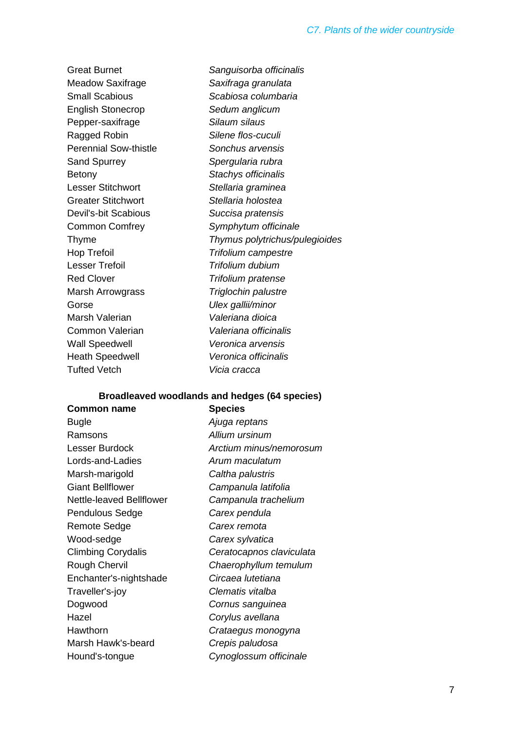| | |
|---|---|
| Great Burnet | *Sanguisorba officinalis* |
| Meadow Saxifrage | *Saxifraga granulata* |
| Small Scabious | *Scabiosa columbaria* |
| English Stonecrop | *Sedum anglicum* |
| Pepper-saxifrage | *Silaum silaus* |
| Ragged Robin | *Silene flos-cuculi* |
| Perennial Sow-thistle | *Sonchus arvensis* |
| Sand Spurrey | *Spergularia rubra* |
| Betony | *Stachys officinalis* |
| Lesser Stitchwort | *Stellaria graminea* |
| Greater Stitchwort | *Stellaria holostea* |
| Devil's-bit Scabious | *Succisa pratensis* |
| Common Comfrey | *Symphytum officinale* |
| Thyme | *Thymus polytrichus/pulegioides* |
| Hop Trefoil | *Trifolium campestre* |
| Lesser Trefoil | *Trifolium dubium* |
| Red Clover | *Trifolium pratense* |
| Marsh Arrowgrass | *Triglochin palustre* |
| Gorse | *Ulex gallii/minor* |
| Marsh Valerian | *Valeriana dioica* |
| Common Valerian | *Valeriana officinalis* |
| Wall Speedwell | *Veronica arvensis* |
| Heath Speedwell | *Veronica officinalis* |
| Tufted Vetch | *Vicia cracca* |

**Broadleaved woodlands and hedges (64 species)**

| Common name | Species |
|---|---|
| Bugle | *Ajuga reptans* |
| Ramsons | *Allium ursinum* |
| Lesser Burdock | *Arctium minus/nemorosum* |
| Lords-and-Ladies | *Arum maculatum* |
| Marsh-marigold | *Caltha palustris* |
| Giant Bellflower | *Campanula latifolia* |
| Nettle-leaved Bellflower | *Campanula trachelium* |
| Pendulous Sedge | *Carex pendula* |
| Remote Sedge | *Carex remota* |
| Wood-sedge | *Carex sylvatica* |
| Climbing Corydalis | *Ceratocapnos claviculata* |
| Rough Chervil | *Chaerophyllum temulum* |
| Enchanter's-nightshade | *Circaea lutetiana* |
| Traveller's-joy | *Clematis vitalba* |
| Dogwood | *Cornus sanguinea* |
| Hazel | *Corylus avellana* |
| Hawthorn | *Crataegus monogyna* |
| Marsh Hawk's-beard | *Crepis paludosa* |
| Hound's-tongue | *Cynoglossum officinale* |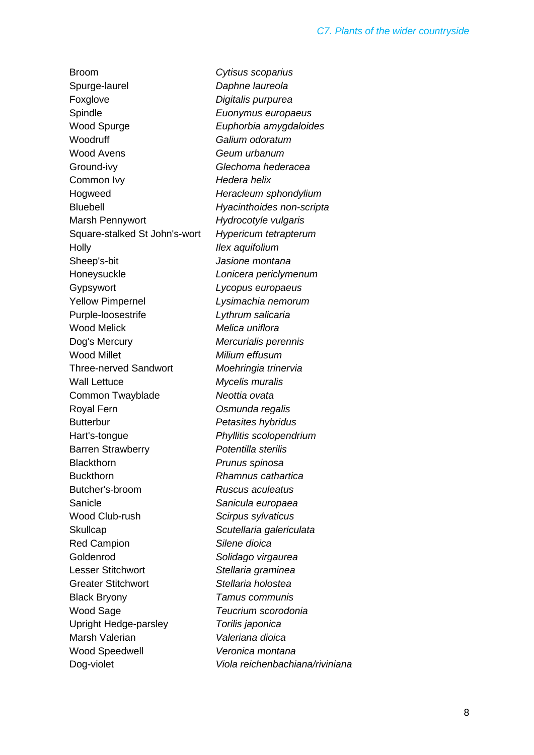| | |
|---|---|
| Broom | *Cytisus scoparius* |
| Spurge-laurel | *Daphne laureola* |
| Foxglove | *Digitalis purpurea* |
| Spindle | *Euonymus europaeus* |
| Wood Spurge | *Euphorbia amygdaloides* |
| Woodruff | *Galium odoratum* |
| Wood Avens | *Geum urbanum* |
| Ground-ivy | *Glechoma hederacea* |
| Common Ivy | *Hedera helix* |
| Hogweed | *Heracleum sphondylium* |
| Bluebell | *Hyacinthoides non-scripta* |
| Marsh Pennywort | *Hydrocotyle vulgaris* |
| Square-stalked St John's-wort | *Hypericum tetrapterum* |
| Holly | *Ilex aquifolium* |
| Sheep's-bit | *Jasione montana* |
| Honeysuckle | *Lonicera periclymenum* |
| Gypsywort | *Lycopus europaeus* |
| Yellow Pimpernel | *Lysimachia nemorum* |
| Purple-loosestrife | *Lythrum salicaria* |
| Wood Melick | *Melica uniflora* |
| Dog's Mercury | *Mercurialis perennis* |
| Wood Millet | *Milium effusum* |
| Three-nerved Sandwort | *Moehringia trinervia* |
| Wall Lettuce | *Mycelis muralis* |
| Common Twayblade | *Neottia ovata* |
| Royal Fern | *Osmunda regalis* |
| Butterbur | *Petasites hybridus* |
| Hart's-tongue | *Phyllitis scolopendrium* |
| Barren Strawberry | *Potentilla sterilis* |
| Blackthorn | *Prunus spinosa* |
| Buckthorn | *Rhamnus cathartica* |
| Butcher's-broom | *Ruscus aculeatus* |
| Sanicle | *Sanicula europaea* |
| Wood Club-rush | *Scirpus sylvaticus* |
| Skullcap | *Scutellaria galericulata* |
| Red Campion | *Silene dioica* |
| Goldenrod | *Solidago virgaurea* |
| Lesser Stitchwort | *Stellaria graminea* |
| Greater Stitchwort | *Stellaria holostea* |
| Black Bryony | *Tamus communis* |
| Wood Sage | *Teucrium scorodonia* |
| Upright Hedge-parsley | *Torilis japonica* |
| Marsh Valerian | *Valeriana dioica* |
| Wood Speedwell | *Veronica montana* |
| Dog-violet | *Viola reichenbachiana/riviniana* |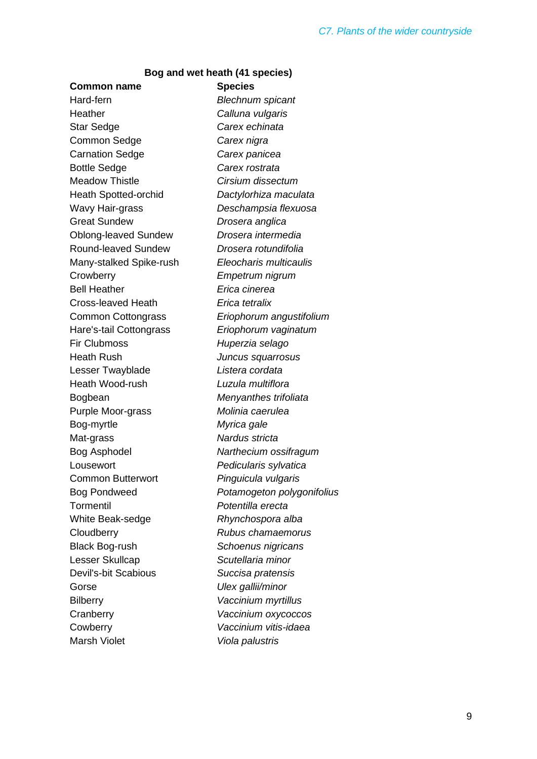**Bog and wet heath (41 species)**

| Common name | Species |
|---|---|
| Hard-fern | *Blechnum spicant* |
| Heather | *Calluna vulgaris* |
| Star Sedge | *Carex echinata* |
| Common Sedge | *Carex nigra* |
| Carnation Sedge | *Carex panicea* |
| Bottle Sedge | *Carex rostrata* |
| Meadow Thistle | *Cirsium dissectum* |
| Heath Spotted-orchid | *Dactylorhiza maculata* |
| Wavy Hair-grass | *Deschampsia flexuosa* |
| Great Sundew | *Drosera anglica* |
| Oblong-leaved Sundew | *Drosera intermedia* |
| Round-leaved Sundew | *Drosera rotundifolia* |
| Many-stalked Spike-rush | *Eleocharis multicaulis* |
| Crowberry | *Empetrum nigrum* |
| Bell Heather | *Erica cinerea* |
| Cross-leaved Heath | *Erica tetralix* |
| Common Cottongrass | *Eriophorum angustifolium* |
| Hare's-tail Cottongrass | *Eriophorum vaginatum* |
| Fir Clubmoss | *Huperzia selago* |
| Heath Rush | *Juncus squarrosus* |
| Lesser Twayblade | *Listera cordata* |
| Heath Wood-rush | *Luzula multiflora* |
| Bogbean | *Menyanthes trifoliata* |
| Purple Moor-grass | *Molinia caerulea* |
| Bog-myrtle | *Myrica gale* |
| Mat-grass | *Nardus stricta* |
| Bog Asphodel | *Narthecium ossifragum* |
| Lousewort | *Pedicularis sylvatica* |
| Common Butterwort | *Pinguicula vulgaris* |
| Bog Pondweed | *Potamogeton polygonifolius* |
| Tormentil | *Potentilla erecta* |
| White Beak-sedge | *Rhynchospora alba* |
| Cloudberry | *Rubus chamaemorus* |
| Black Bog-rush | *Schoenus nigricans* |
| Lesser Skullcap | *Scutellaria minor* |
| Devil's-bit Scabious | *Succisa pratensis* |
| Gorse | *Ulex gallii/minor* |
| Bilberry | *Vaccinium myrtillus* |
| Cranberry | *Vaccinium oxycoccos* |
| Cowberry | *Vaccinium vitis-idaea* |
| Marsh Violet | *Viola palustris* |